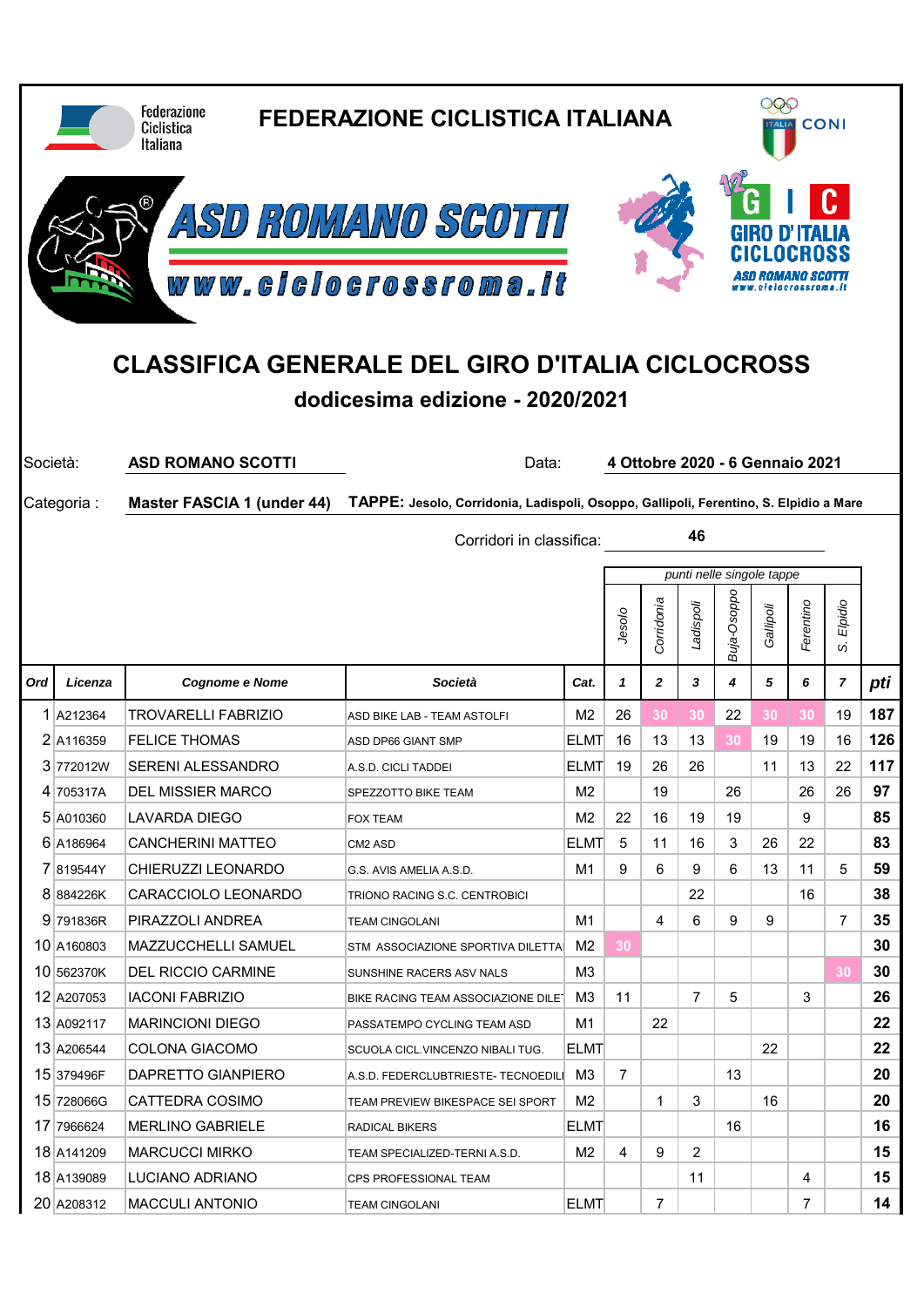FEDERAZIONE CICLISTICA ITALIANA

# CLASSIFICA GENERALE DEL GIRO D'ITALIA CICLOCROSS

## dodicesima edizione - 2020/2021

Società: **ASD ROMANO SCOTTI** Data: **4 Ottobre 2020 - 6 Gennaio 2021**

Categoria : **Master FASCIA 1 (under 44)** **TAPPE: Jesolo, Corridonia, Ladispoli, Osoppo, Gallipoli, Ferentino, S. Elpidio a Mare**

Corridori in classifica: **46**

| Ord | Licenza | Cognome e Nome | Società | Cat. | 1 Jesolo | 2 Corridonia | 3 Ladispoli | 4 Buja-Osoppo | 5 Gallipoli | 6 Ferentino | 7 S. Elpidio | pti |
|---|---|---|---|---|---|---|---|---|---|---|---|---|
| 1 | A212364 | TROVARELLI FABRIZIO | ASD BIKE LAB - TEAM ASTOLFI | M2 | 26 | 30 | 30 | 22 | 30 | 30 | 19 | 187 |
| 2 | A116359 | FELICE THOMAS | ASD DP66 GIANT SMP | ELMT | 16 | 13 | 13 | 30 | 19 | 19 | 16 | 126 |
| 3 | 772012W | SERENI ALESSANDRO | A.S.D. CICLI TADDEI | ELMT | 19 | 26 | 26 | | 11 | 13 | 22 | 117 |
| 4 | 705317A | DEL MISSIER MARCO | SPEZZOTTO BIKE TEAM | M2 | | 19 | | 26 | | 26 | 26 | 97 |
| 5 | A010360 | LAVARDA DIEGO | FOX TEAM | M2 | 22 | 16 | 19 | 19 | | 9 | | 85 |
| 6 | A186964 | CANCHERINI MATTEO | CM2 ASD | ELMT | 5 | 11 | 16 | 3 | 26 | 22 | | 83 |
| 7 | 819544Y | CHIERUZZI LEONARDO | G.S. AVIS AMELIA A.S.D. | M1 | 9 | 6 | 9 | 6 | 13 | 11 | 5 | 59 |
| 8 | 884226K | CARACCIOLO LEONARDO | TRIONO RACING S.C. CENTROBICI | | | | 22 | | | 16 | | 38 |
| 9 | 791836R | PIRAZZOLI ANDREA | TEAM CINGOLANI | M1 | | 4 | 6 | 9 | 9 | | 7 | 35 |
| 10 | A160803 | MAZZUCCHELLI SAMUEL | STM ASSOCIAZIONE SPORTIVA DILETTA | M2 | 30 | | | | | | | 30 |
| 10 | 562370K | DEL RICCIO CARMINE | SUNSHINE RACERS ASV NALS | M3 | | | | | | | 30 | 30 |
| 12 | A207053 | IACONI FABRIZIO | BIKE RACING TEAM ASSOCIAZIONE DILE | M3 | 11 | | 7 | 5 | | 3 | | 26 |
| 13 | A092117 | MARINCIONI DIEGO | PASSATEMPO CYCLING TEAM ASD | M1 | | 22 | | | | | | 22 |
| 13 | A206544 | COLONA GIACOMO | SCUOLA CICL.VINCENZO NIBALI TUG. | ELMT | | | | | 22 | | | 22 |
| 15 | 379496F | DAPRETTO GIANPIERO | A.S.D. FEDERCLUBTRIESTE- TECNOEDILI | M3 | 7 | | | 13 | | | | 20 |
| 15 | 728066G | CATTEDRA COSIMO | TEAM PREVIEW BIKESPACE SEI SPORT | M2 | | 1 | 3 | | 16 | | | 20 |
| 17 | 7966624 | MERLINO GABRIELE | RADICAL BIKERS | ELMT | | | | 16 | | | | 16 |
| 18 | A141209 | MARCUCCI MIRKO | TEAM SPECIALIZED-TERNI A.S.D. | M2 | 4 | 9 | 2 | | | | | 15 |
| 18 | A139089 | LUCIANO ADRIANO | CPS PROFESSIONAL TEAM | | | | 11 | | | 4 | | 15 |
| 20 | A208312 | MACCULI ANTONIO | TEAM CINGOLANI | ELMT | | 7 | | | | 7 | | 14 |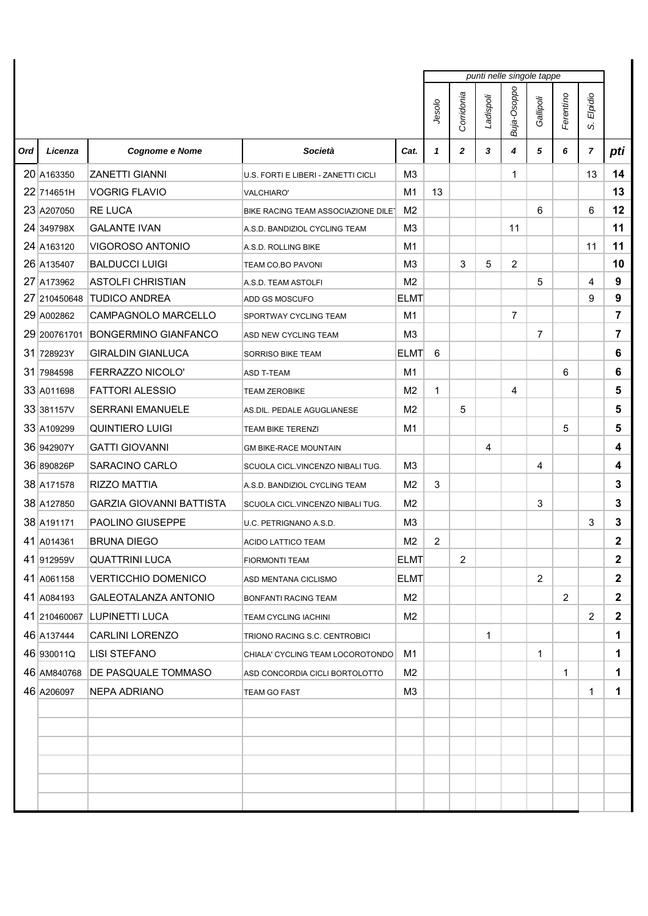| | | | | | punti nelle singole tappe | | | | | | | |
|---|---|---|---|---|---|---|---|---|---|---|---|---|
| | | | | | *Jesolo* | *Corridonia* | *Ladispoli* | *Buja-Osoppo* | *Gallipoli* | *Ferentino* | *S. Elpidio* | |
| ***Ord*** | ***Licenza*** | ***Cognome e Nome*** | ***Società*** | ***Cat.*** | ***1*** | ***2*** | ***3*** | ***4*** | ***5*** | ***6*** | ***7*** | ***pti*** |
| 20 | A163350 | ZANETTI GIANNI | U.S. FORTI E LIBERI - ZANETTI CICLI | M3 | | | | 1 | | | 13 | **14** |
| 22 | 714651H | VOGRIG FLAVIO | VALCHIARO' | M1 | 13 | | | | | | | **13** |
| 23 | A207050 | RE LUCA | BIKE RACING TEAM ASSOCIAZIONE DILET | M2 | | | | | 6 | | 6 | **12** |
| 24 | 349798X | GALANTE IVAN | A.S.D. BANDIZIOL CYCLING TEAM | M3 | | | | 11 | | | | **11** |
| 24 | A163120 | VIGOROSO ANTONIO | A.S.D. ROLLING BIKE | M1 | | | | | | | 11 | **11** |
| 26 | A135407 | BALDUCCI LUIGI | TEAM CO.BO PAVONI | M3 | | 3 | 5 | 2 | | | | **10** |
| 27 | A173962 | ASTOLFI CHRISTIAN | A.S.D. TEAM ASTOLFI | M2 | | | | | 5 | | 4 | **9** |
| 27 | 210450648 | TUDICO ANDREA | ADD GS MOSCUFO | ELMT | | | | | | | 9 | **9** |
| 29 | A002862 | CAMPAGNOLO MARCELLO | SPORTWAY CYCLING TEAM | M1 | | | | 7 | | | | **7** |
| 29 | 200761701 | BONGERMINO GIANFANCO | ASD NEW CYCLING TEAM | M3 | | | | | 7 | | | **7** |
| 31 | 728923Y | GIRALDIN GIANLUCA | SORRISO BIKE TEAM | ELMT | 6 | | | | | | | **6** |
| 31 | 7984598 | FERRAZZO NICOLO' | ASD T-TEAM | M1 | | | | | | 6 | | **6** |
| 33 | A011698 | FATTORI ALESSIO | TEAM ZEROBIKE | M2 | 1 | | | 4 | | | | **5** |
| 33 | 381157V | SERRANI EMANUELE | AS.DIL. PEDALE AGUGLIANESE | M2 | | 5 | | | | | | **5** |
| 33 | A109299 | QUINTIERO LUIGI | TEAM BIKE TERENZI | M1 | | | | | | 5 | | **5** |
| 36 | 942907Y | GATTI GIOVANNI | GM BIKE-RACE MOUNTAIN | | | | 4 | | | | | **4** |
| 36 | 890826P | SARACINO CARLO | SCUOLA CICL.VINCENZO NIBALI TUG. | M3 | | | | | 4 | | | **4** |
| 38 | A171578 | RIZZO MATTIA | A.S.D. BANDIZIOL CYCLING TEAM | M2 | 3 | | | | | | | **3** |
| 38 | A127850 | GARZIA GIOVANNI BATTISTA | SCUOLA CICL.VINCENZO NIBALI TUG. | M2 | | | | | 3 | | | **3** |
| 38 | A191171 | PAOLINO GIUSEPPE | U.C. PETRIGNANO A.S.D. | M3 | | | | | | | 3 | **3** |
| 41 | A014361 | BRUNA DIEGO | ACIDO LATTICO TEAM | M2 | 2 | | | | | | | **2** |
| 41 | 912959V | QUATTRINI LUCA | FIORMONTI TEAM | ELMT | | 2 | | | | | | **2** |
| 41 | A061158 | VERTICCHIO DOMENICO | ASD MENTANA CICLISMO | ELMT | | | | | 2 | | | **2** |
| 41 | A084193 | GALEOTALANZA ANTONIO | BONFANTI RACING TEAM | M2 | | | | | | 2 | | **2** |
| 41 | 210460067 | LUPINETTI LUCA | TEAM CYCLING IACHINI | M2 | | | | | | | 2 | **2** |
| 46 | A137444 | CARLINI LORENZO | TRIONO RACING S.C. CENTROBICI | | | | 1 | | | | | **1** |
| 46 | 930011Q | LISI STEFANO | CHIALA' CYCLING TEAM LOCOROTONDO | M1 | | | | | 1 | | | **1** |
| 46 | AM840768 | DE PASQUALE TOMMASO | ASD CONCORDIA CICLI BORTOLOTTO | M2 | | | | | | 1 | | **1** |
| 46 | A206097 | NEPA ADRIANO | TEAM GO FAST | M3 | | | | | | | 1 | **1** |